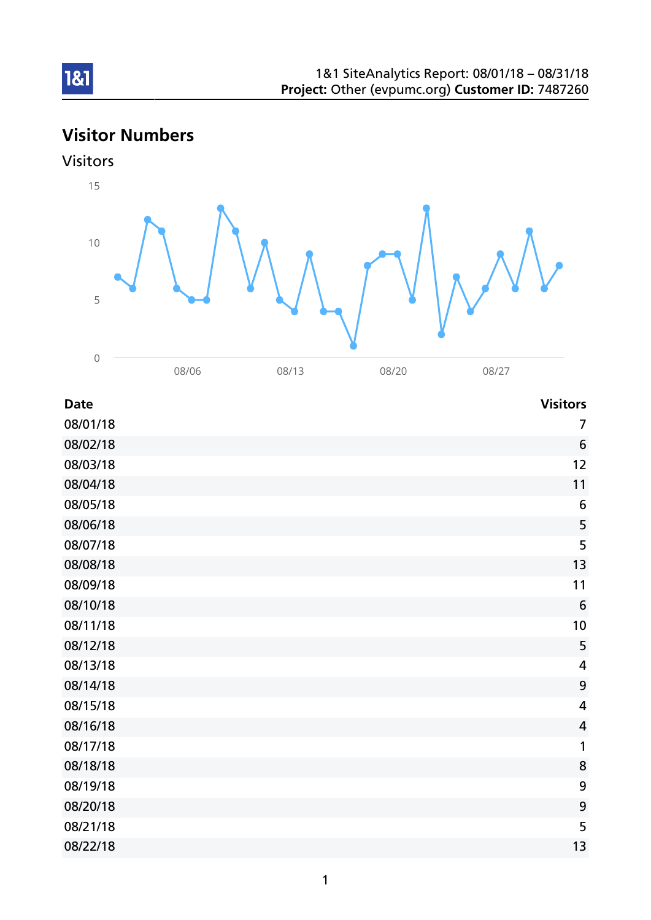1&1 SiteAnalytics Report: 08/01/18 – 08/31/18
**Project:** Other (evpumc.org) **Customer ID:** 7487260

## Visitor Numbers

### Visitors

| Date | Visitors |
|---|---|
| 08/01/18 | 7 |
| 08/02/18 | 6 |
| 08/03/18 | 12 |
| 08/04/18 | 11 |
| 08/05/18 | 6 |
| 08/06/18 | 5 |
| 08/07/18 | 5 |
| 08/08/18 | 13 |
| 08/09/18 | 11 |
| 08/10/18 | 6 |
| 08/11/18 | 10 |
| 08/12/18 | 5 |
| 08/13/18 | 4 |
| 08/14/18 | 9 |
| 08/15/18 | 4 |
| 08/16/18 | 4 |
| 08/17/18 | 1 |
| 08/18/18 | 8 |
| 08/19/18 | 9 |
| 08/20/18 | 9 |
| 08/21/18 | 5 |
| 08/22/18 | 13 |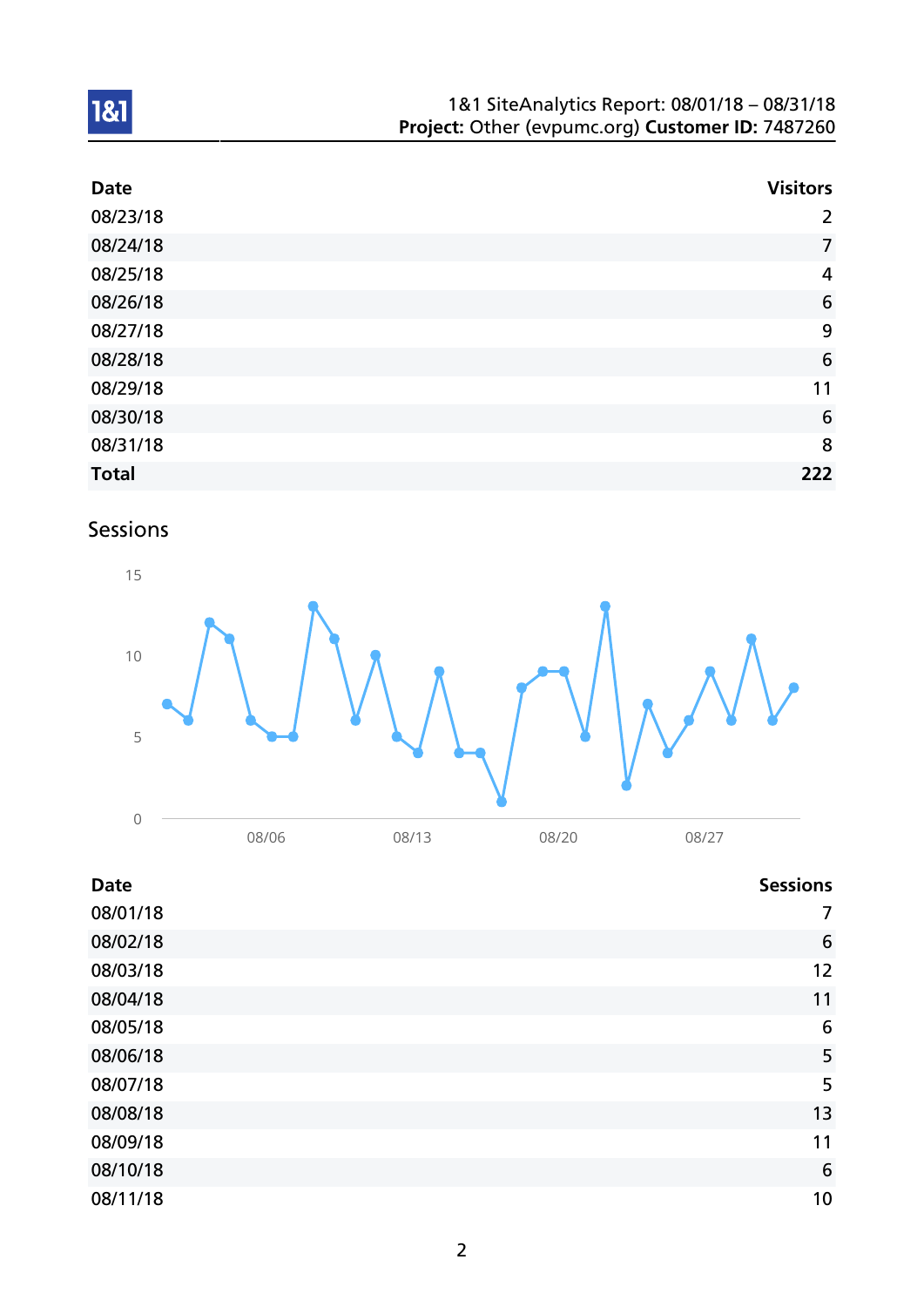| Date | Visitors |
|---|---|
| 08/23/18 | 2 |
| 08/24/18 | 7 |
| 08/25/18 | 4 |
| 08/26/18 | 6 |
| 08/27/18 | 9 |
| 08/28/18 | 6 |
| 08/29/18 | 11 |
| 08/30/18 | 6 |
| 08/31/18 | 8 |
| **Total** | **222** |

## Sessions

| Date | Sessions |
|---|---|
| 08/01/18 | 7 |
| 08/02/18 | 6 |
| 08/03/18 | 12 |
| 08/04/18 | 11 |
| 08/05/18 | 6 |
| 08/06/18 | 5 |
| 08/07/18 | 5 |
| 08/08/18 | 13 |
| 08/09/18 | 11 |
| 08/10/18 | 6 |
| 08/11/18 | 10 |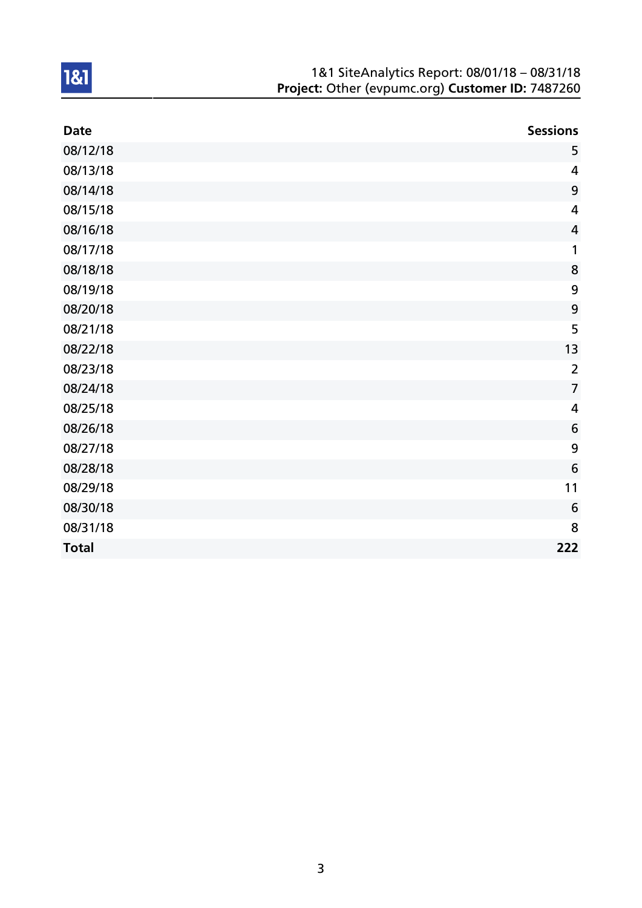| Date | Sessions |
|---|---|
| 08/12/18 | 5 |
| 08/13/18 | 4 |
| 08/14/18 | 9 |
| 08/15/18 | 4 |
| 08/16/18 | 4 |
| 08/17/18 | 1 |
| 08/18/18 | 8 |
| 08/19/18 | 9 |
| 08/20/18 | 9 |
| 08/21/18 | 5 |
| 08/22/18 | 13 |
| 08/23/18 | 2 |
| 08/24/18 | 7 |
| 08/25/18 | 4 |
| 08/26/18 | 6 |
| 08/27/18 | 9 |
| 08/28/18 | 6 |
| 08/29/18 | 11 |
| 08/30/18 | 6 |
| 08/31/18 | 8 |
| **Total** | **222** |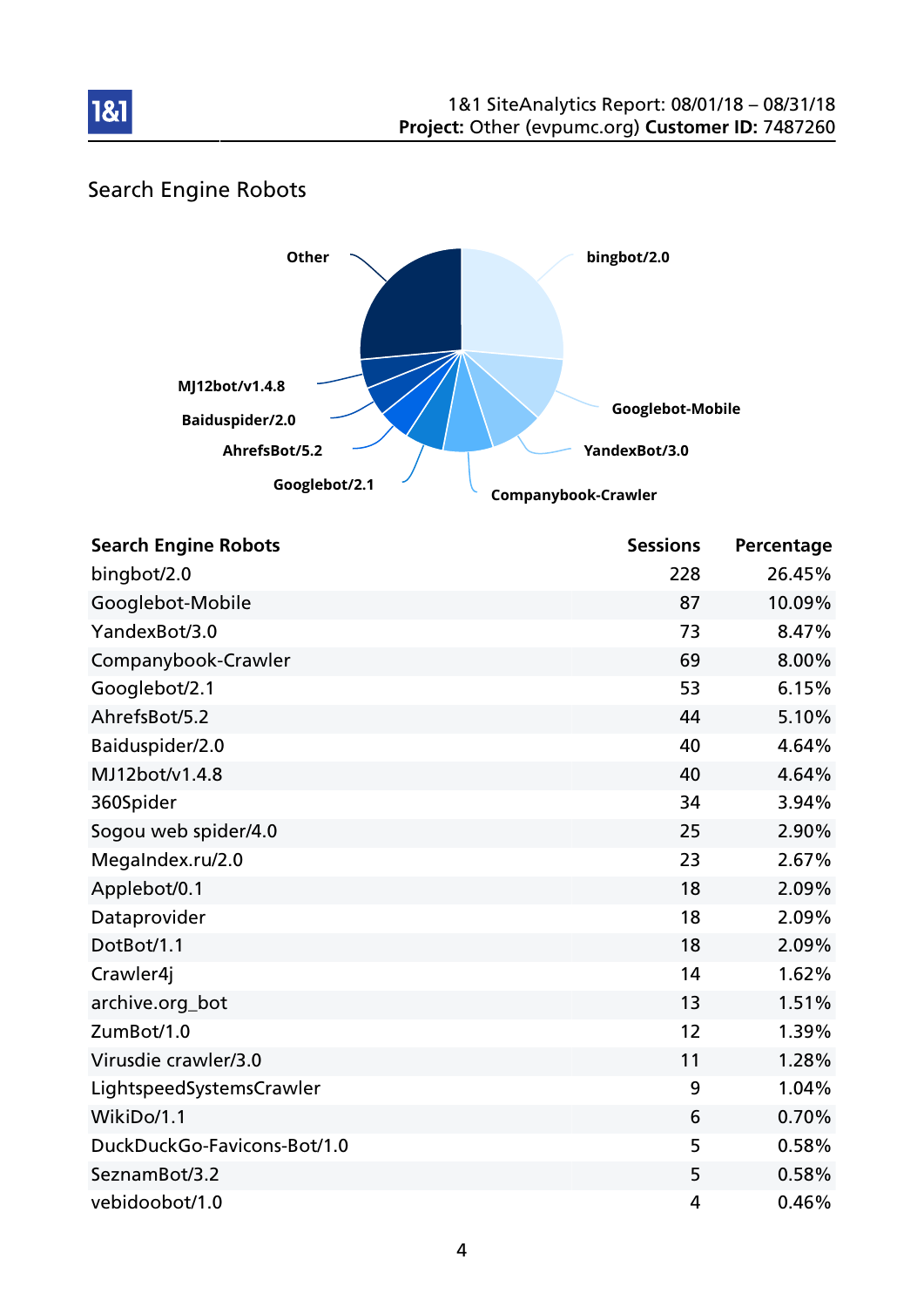## Search Engine Robots

| Search Engine Robots | Sessions | Percentage |
|---|---|---|
| bingbot/2.0 | 228 | 26.45% |
| Googlebot-Mobile | 87 | 10.09% |
| YandexBot/3.0 | 73 | 8.47% |
| Companybook-Crawler | 69 | 8.00% |
| Googlebot/2.1 | 53 | 6.15% |
| AhrefsBot/5.2 | 44 | 5.10% |
| Baiduspider/2.0 | 40 | 4.64% |
| MJ12bot/v1.4.8 | 40 | 4.64% |
| 360Spider | 34 | 3.94% |
| Sogou web spider/4.0 | 25 | 2.90% |
| MegaIndex.ru/2.0 | 23 | 2.67% |
| Applebot/0.1 | 18 | 2.09% |
| Dataprovider | 18 | 2.09% |
| DotBot/1.1 | 18 | 2.09% |
| Crawler4j | 14 | 1.62% |
| archive.org_bot | 13 | 1.51% |
| ZumBot/1.0 | 12 | 1.39% |
| Virusdie crawler/3.0 | 11 | 1.28% |
| LightspeedSystemsCrawler | 9 | 1.04% |
| WikiDo/1.1 | 6 | 0.70% |
| DuckDuckGo-Favicons-Bot/1.0 | 5 | 0.58% |
| SeznamBot/3.2 | 5 | 0.58% |
| vebidoobot/1.0 | 4 | 0.46% |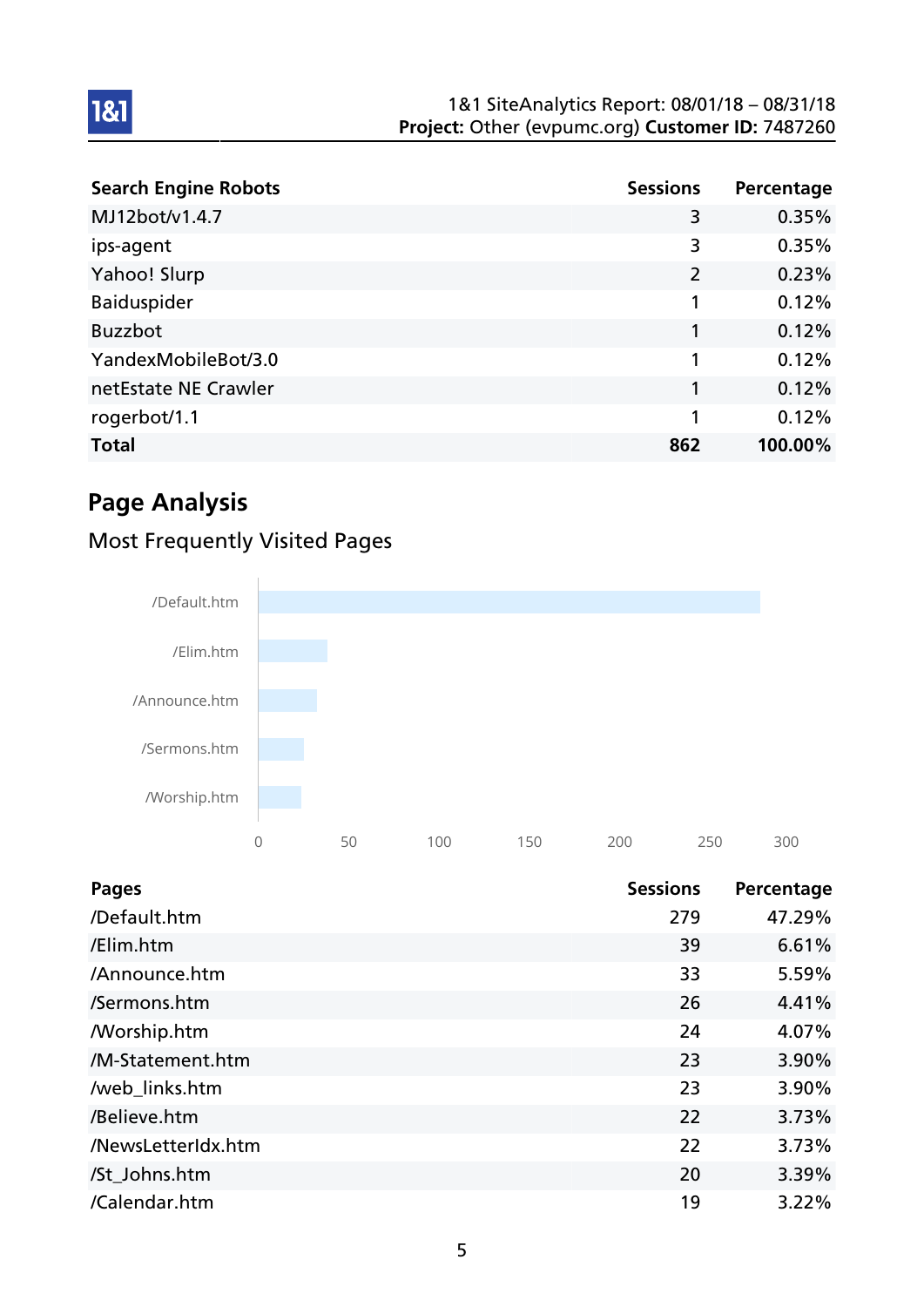| Search Engine Robots | Sessions | Percentage |
|---|---|---|
| MJ12bot/v1.4.7 | 3 | 0.35% |
| ips-agent | 3 | 0.35% |
| Yahoo! Slurp | 2 | 0.23% |
| Baiduspider | 1 | 0.12% |
| Buzzbot | 1 | 0.12% |
| YandexMobileBot/3.0 | 1 | 0.12% |
| netEstate NE Crawler | 1 | 0.12% |
| rogerbot/1.1 | 1 | 0.12% |
| **Total** | **862** | **100.00%** |

## Page Analysis

### Most Frequently Visited Pages

| Pages | Sessions | Percentage |
|---|---|---|
| /Default.htm | 279 | 47.29% |
| /Elim.htm | 39 | 6.61% |
| /Announce.htm | 33 | 5.59% |
| /Sermons.htm | 26 | 4.41% |
| /Worship.htm | 24 | 4.07% |
| /M-Statement.htm | 23 | 3.90% |
| /web_links.htm | 23 | 3.90% |
| /Believe.htm | 22 | 3.73% |
| /NewsLetterIdx.htm | 22 | 3.73% |
| /St_Johns.htm | 20 | 3.39% |
| /Calendar.htm | 19 | 3.22% |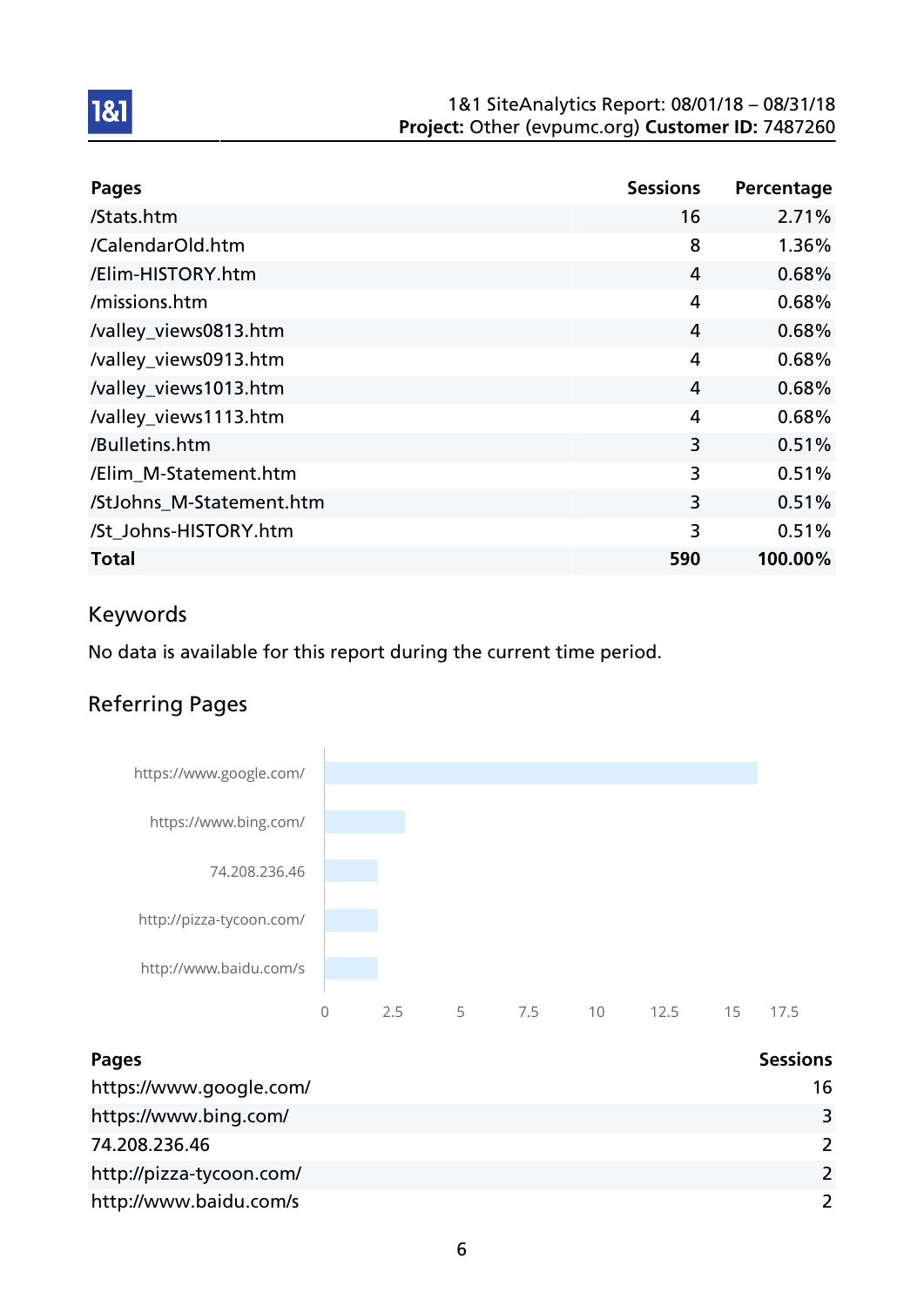| Pages | Sessions | Percentage |
|---|---|---|
| /Stats.htm | 16 | 2.71% |
| /CalendarOld.htm | 8 | 1.36% |
| /Elim-HISTORY.htm | 4 | 0.68% |
| /missions.htm | 4 | 0.68% |
| /valley_views0813.htm | 4 | 0.68% |
| /valley_views0913.htm | 4 | 0.68% |
| /valley_views1013.htm | 4 | 0.68% |
| /valley_views1113.htm | 4 | 0.68% |
| /Bulletins.htm | 3 | 0.51% |
| /Elim_M-Statement.htm | 3 | 0.51% |
| /StJohns_M-Statement.htm | 3 | 0.51% |
| /St_Johns-HISTORY.htm | 3 | 0.51% |
| **Total** | **590** | **100.00%** |

## Keywords

No data is available for this report during the current time period.

## Referring Pages

| Pages | Sessions |
|---|---|
| https://www.google.com/ | 16 |
| https://www.bing.com/ | 3 |
| 74.208.236.46 | 2 |
| http://pizza-tycoon.com/ | 2 |
| http://www.baidu.com/s | 2 |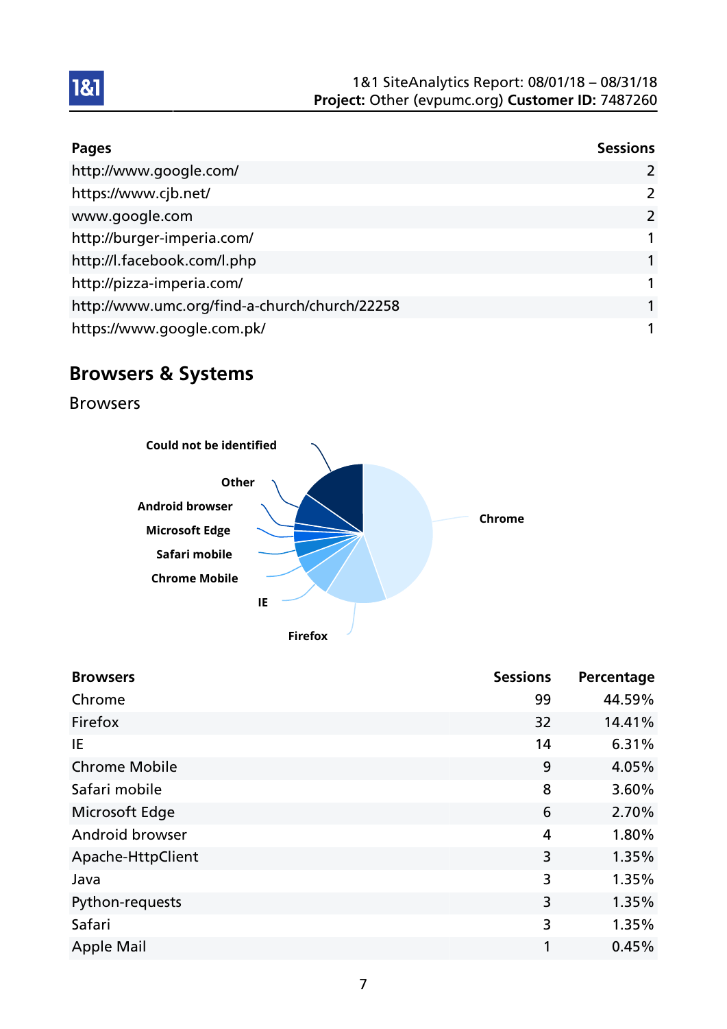| Pages | Sessions |
|---|---|
| http://www.google.com/ | 2 |
| https://www.cjb.net/ | 2 |
| www.google.com | 2 |
| http://burger-imperia.com/ | 1 |
| http://l.facebook.com/l.php | 1 |
| http://pizza-imperia.com/ | 1 |
| http://www.umc.org/find-a-church/church/22258 | 1 |
| https://www.google.com.pk/ | 1 |

## Browsers & Systems

### Browsers

| Browsers | Sessions | Percentage |
|---|---|---|
| Chrome | 99 | 44.59% |
| Firefox | 32 | 14.41% |
| IE | 14 | 6.31% |
| Chrome Mobile | 9 | 4.05% |
| Safari mobile | 8 | 3.60% |
| Microsoft Edge | 6 | 2.70% |
| Android browser | 4 | 1.80% |
| Apache-HttpClient | 3 | 1.35% |
| Java | 3 | 1.35% |
| Python-requests | 3 | 1.35% |
| Safari | 3 | 1.35% |
| Apple Mail | 1 | 0.45% |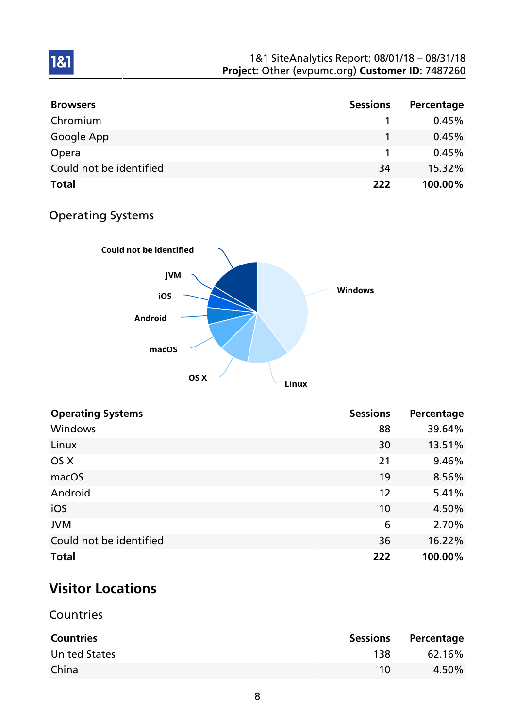| Browsers | Sessions | Percentage |
|---|---|---|
| Chromium | 1 | 0.45% |
| Google App | 1 | 0.45% |
| Opera | 1 | 0.45% |
| Could not be identified | 34 | 15.32% |
| **Total** | **222** | **100.00%** |

### Operating Systems

| Operating Systems | Sessions | Percentage |
|---|---|---|
| Windows | 88 | 39.64% |
| Linux | 30 | 13.51% |
| OS X | 21 | 9.46% |
| macOS | 19 | 8.56% |
| Android | 12 | 5.41% |
| iOS | 10 | 4.50% |
| JVM | 6 | 2.70% |
| Could not be identified | 36 | 16.22% |
| **Total** | **222** | **100.00%** |

## Visitor Locations

### Countries

| Countries | Sessions | Percentage |
|---|---|---|
| United States | 138 | 62.16% |
| China | 10 | 4.50% |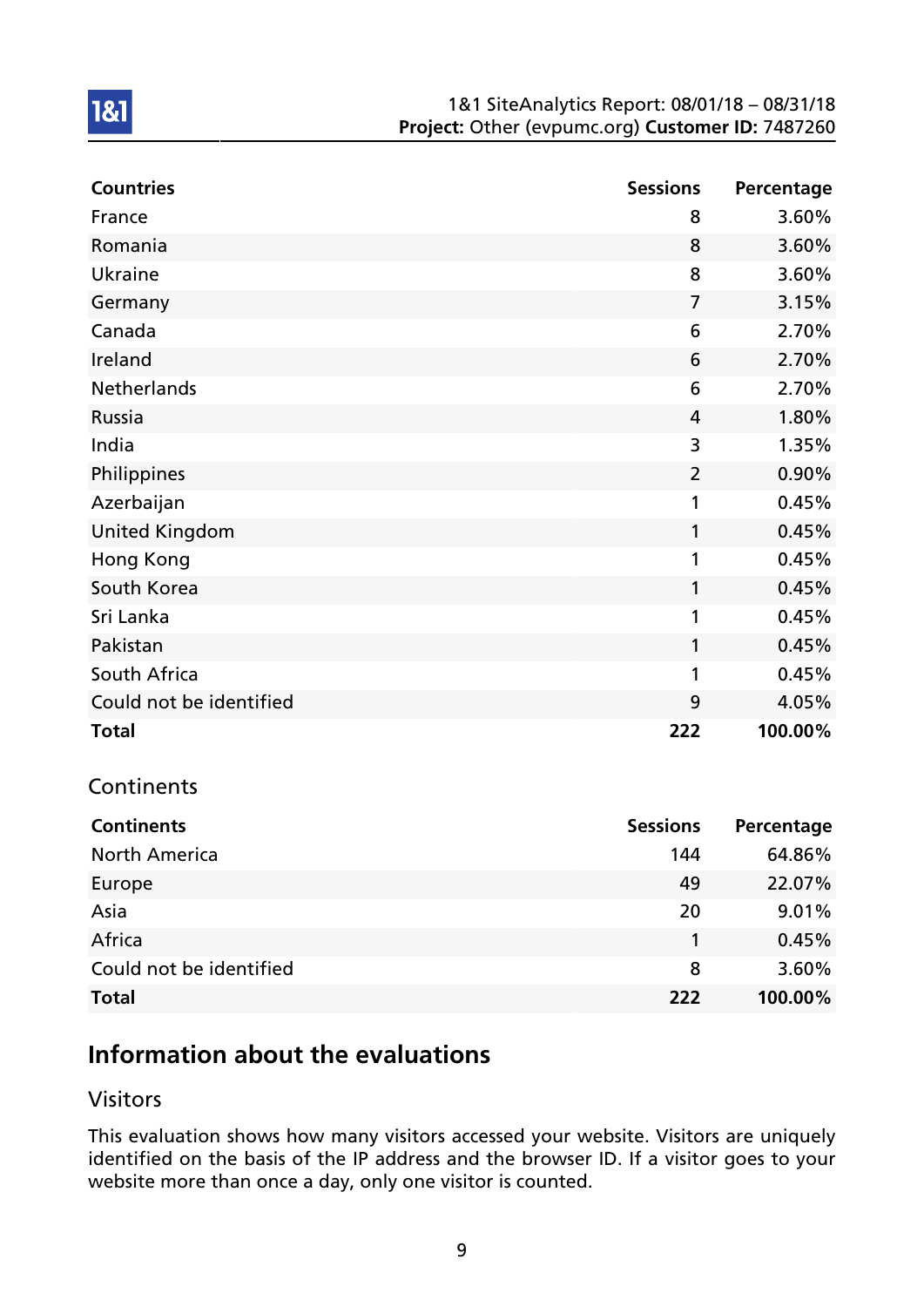| Countries | Sessions | Percentage |
|---|---|---|
| France | 8 | 3.60% |
| Romania | 8 | 3.60% |
| Ukraine | 8 | 3.60% |
| Germany | 7 | 3.15% |
| Canada | 6 | 2.70% |
| Ireland | 6 | 2.70% |
| Netherlands | 6 | 2.70% |
| Russia | 4 | 1.80% |
| India | 3 | 1.35% |
| Philippines | 2 | 0.90% |
| Azerbaijan | 1 | 0.45% |
| United Kingdom | 1 | 0.45% |
| Hong Kong | 1 | 0.45% |
| South Korea | 1 | 0.45% |
| Sri Lanka | 1 | 0.45% |
| Pakistan | 1 | 0.45% |
| South Africa | 1 | 0.45% |
| Could not be identified | 9 | 4.05% |
| **Total** | **222** | **100.00%** |

## Continents

| Continents | Sessions | Percentage |
|---|---|---|
| North America | 144 | 64.86% |
| Europe | 49 | 22.07% |
| Asia | 20 | 9.01% |
| Africa | 1 | 0.45% |
| Could not be identified | 8 | 3.60% |
| **Total** | **222** | **100.00%** |

# Information about the evaluations

## Visitors

This evaluation shows how many visitors accessed your website. Visitors are uniquely identified on the basis of the IP address and the browser ID. If a visitor goes to your website more than once a day, only one visitor is counted.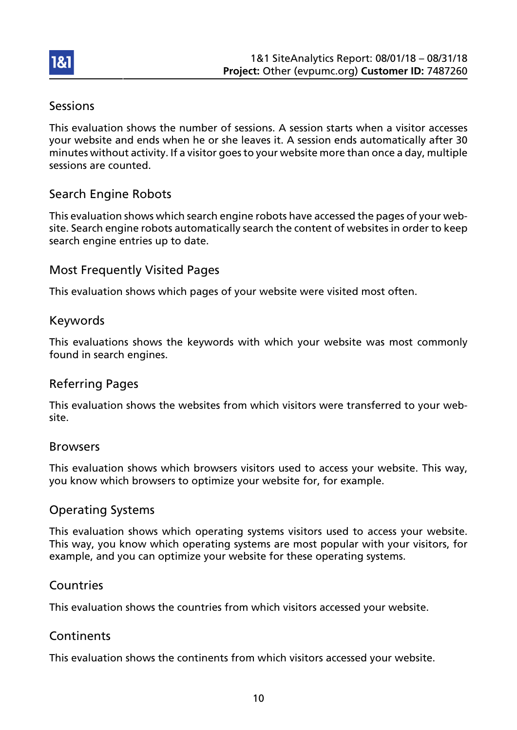## Sessions

This evaluation shows the number of sessions. A session starts when a visitor accesses your website and ends when he or she leaves it. A session ends automatically after 30 minutes without activity. If a visitor goes to your website more than once a day, multiple sessions are counted.

## Search Engine Robots

This evaluation shows which search engine robots have accessed the pages of your website. Search engine robots automatically search the content of websites in order to keep search engine entries up to date.

## Most Frequently Visited Pages

This evaluation shows which pages of your website were visited most often.

## Keywords

This evaluations shows the keywords with which your website was most commonly found in search engines.

## Referring Pages

This evaluation shows the websites from which visitors were transferred to your website.

## Browsers

This evaluation shows which browsers visitors used to access your website. This way, you know which browsers to optimize your website for, for example.

## Operating Systems

This evaluation shows which operating systems visitors used to access your website. This way, you know which operating systems are most popular with your visitors, for example, and you can optimize your website for these operating systems.

## Countries

This evaluation shows the countries from which visitors accessed your website.

## Continents

This evaluation shows the continents from which visitors accessed your website.